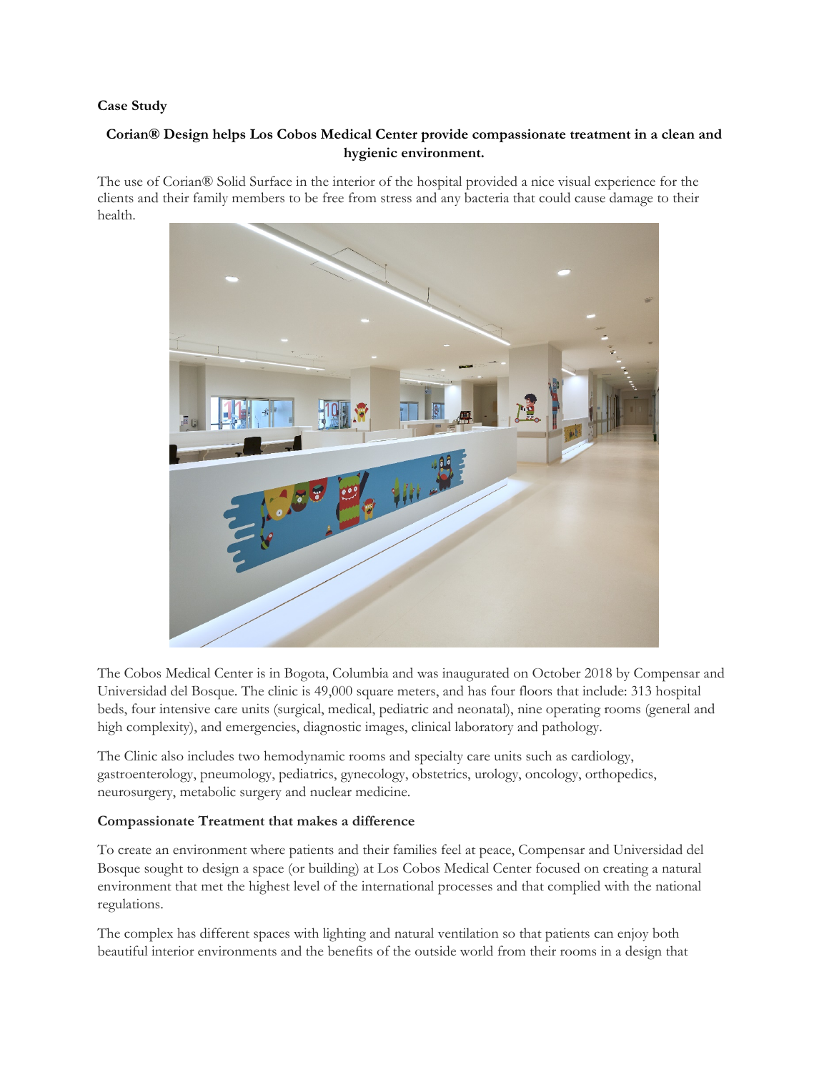**Case Study**

**Corian® Design helps Los Cobos Medical Center provide compassionate treatment in a clean and hygienic environment.**

The use of Corian® Solid Surface in the interior of the hospital provided a nice visual experience for the clients and their family members to be free from stress and any bacteria that could cause damage to their health.

The Cobos Medical Center is in Bogota, Columbia and was inaugurated on October 2018 by Compensar and Universidad del Bosque. The clinic is 49,000 square meters, and has four floors that include: 313 hospital beds, four intensive care units (surgical, medical, pediatric and neonatal), nine operating rooms (general and high complexity), and emergencies, diagnostic images, clinical laboratory and pathology.

The Clinic also includes two hemodynamic rooms and specialty care units such as cardiology, gastroenterology, pneumology, pediatrics, gynecology, obstetrics, urology, oncology, orthopedics, neurosurgery, metabolic surgery and nuclear medicine.

**Compassionate Treatment that makes a difference**

To create an environment where patients and their families feel at peace, Compensar and Universidad del Bosque sought to design a space (or building) at Los Cobos Medical Center focused on creating a natural environment that met the highest level of the international processes and that complied with the national regulations.

The complex has different spaces with lighting and natural ventilation so that patients can enjoy both beautiful interior environments and the benefits of the outside world from their rooms in a design that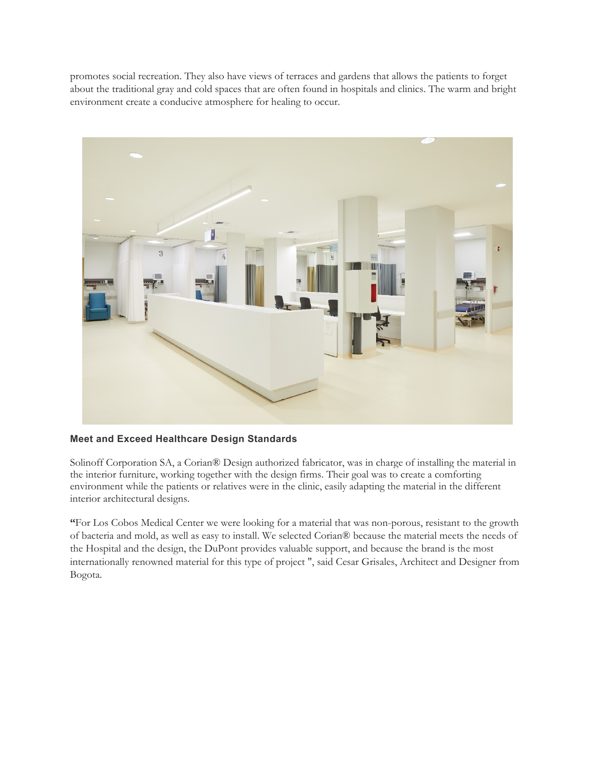promotes social recreation. They also have views of terraces and gardens that allows the patients to forget about the traditional gray and cold spaces that are often found in hospitals and clinics. The warm and bright environment create a conducive atmosphere for healing to occur.

### Meet and Exceed Healthcare Design Standards

Solinoff Corporation SA, a Corian® Design authorized fabricator, was in charge of installing the material in the interior furniture, working together with the design firms. Their goal was to create a comforting environment while the patients or relatives were in the clinic, easily adapting the material in the different interior architectural designs.

**"**For Los Cobos Medical Center we were looking for a material that was non-porous, resistant to the growth of bacteria and mold, as well as easy to install. We selected Corian® because the material meets the needs of the Hospital and the design, the DuPont provides valuable support, and because the brand is the most internationally renowned material for this type of project ", said Cesar Grisales, Architect and Designer from Bogota.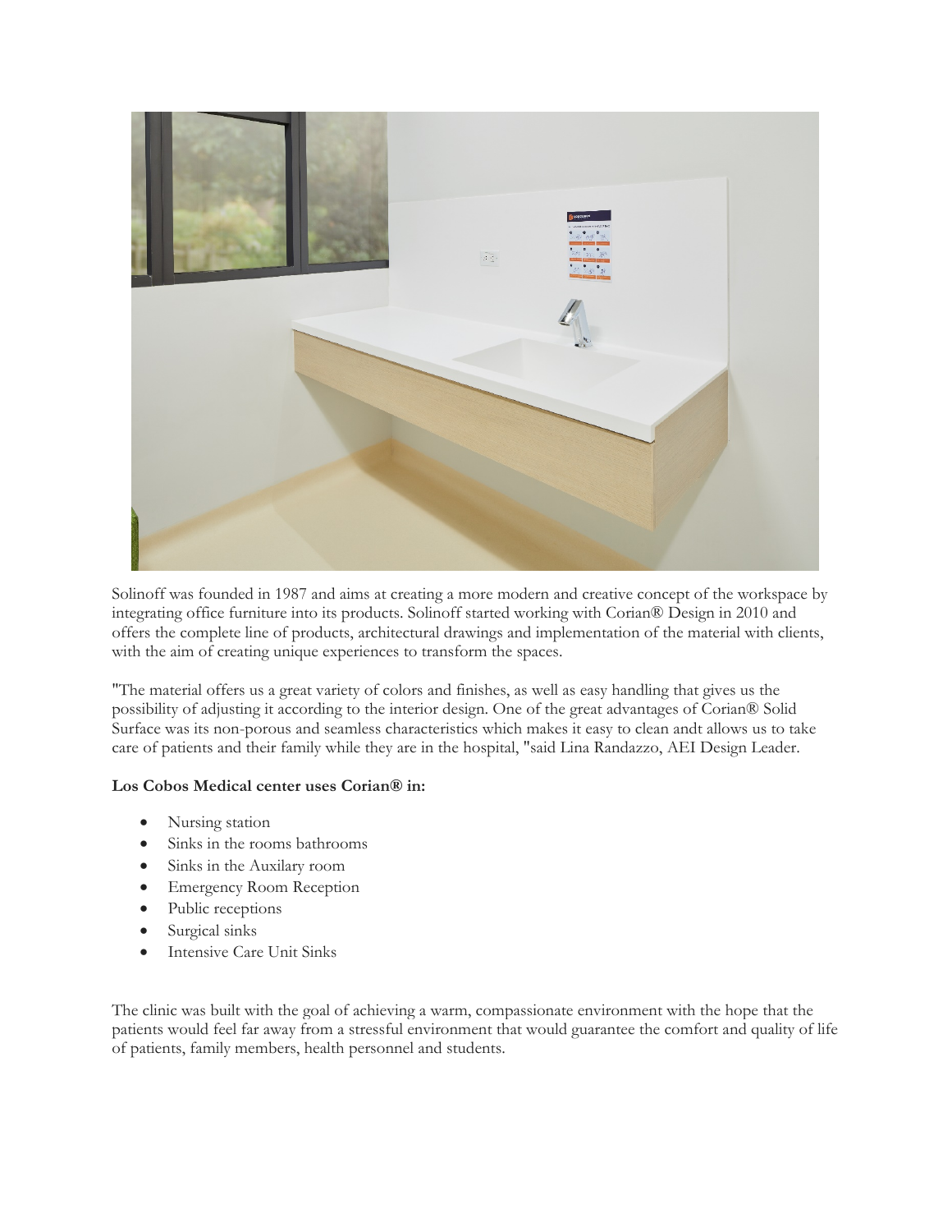Solinoff was founded in 1987 and aims at creating a more modern and creative concept of the workspace by integrating office furniture into its products. Solinoff started working with Corian® Design in 2010 and offers the complete line of products, architectural drawings and implementation of the material with clients, with the aim of creating unique experiences to transform the spaces.

"The material offers us a great variety of colors and finishes, as well as easy handling that gives us the possibility of adjusting it according to the interior design. One of the great advantages of Corian® Solid Surface was its non-porous and seamless characteristics which makes it easy to clean andt allows us to take care of patients and their family while they are in the hospital, "said Lina Randazzo, AEI Design Leader.

**Los Cobos Medical center uses Corian® in:**

- Nursing station
- Sinks in the rooms bathrooms
- Sinks in the Auxilary room
- Emergency Room Reception
- Public receptions
- Surgical sinks
- Intensive Care Unit Sinks

The clinic was built with the goal of achieving a warm, compassionate environment with the hope that the patients would feel far away from a stressful environment that would guarantee the comfort and quality of life of patients, family members, health personnel and students.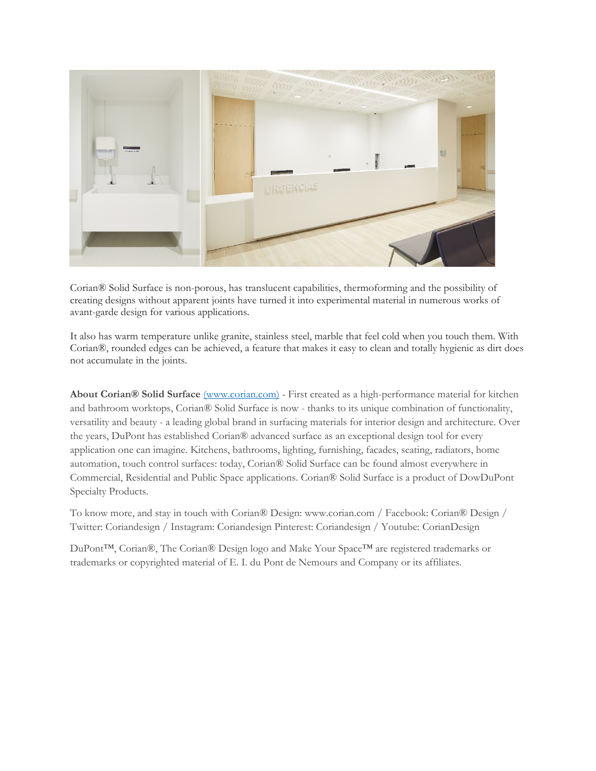Corian® Solid Surface is non-porous, has translucent capabilities, thermoforming and the possibility of creating designs without apparent joints have turned it into experimental material in numerous works of avant-garde design for various applications.

It also has warm temperature unlike granite, stainless steel, marble that feel cold when you touch them. With Corian®, rounded edges can be achieved, a feature that makes it easy to clean and totally hygienic as dirt does not accumulate in the joints.

**About Corian® Solid Surface** (www.corian.com) - First created as a high-performance material for kitchen and bathroom worktops, Corian® Solid Surface is now - thanks to its unique combination of functionality, versatility and beauty - a leading global brand in surfacing materials for interior design and architecture. Over the years, DuPont has established Corian® advanced surface as an exceptional design tool for every application one can imagine. Kitchens, bathrooms, lighting, furnishing, facades, seating, radiators, home automation, touch control surfaces: today, Corian® Solid Surface can be found almost everywhere in Commercial, Residential and Public Space applications. Corian® Solid Surface is a product of DowDuPont Specialty Products.

To know more, and stay in touch with Corian® Design: www.corian.com / Facebook: Corian® Design / Twitter: Coriandesign / Instagram: Coriandesign Pinterest: Coriandesign / Youtube: CorianDesign

DuPont™, Corian®, The Corian® Design logo and Make Your Space™ are registered trademarks or trademarks or copyrighted material of E. I. du Pont de Nemours and Company or its affiliates.